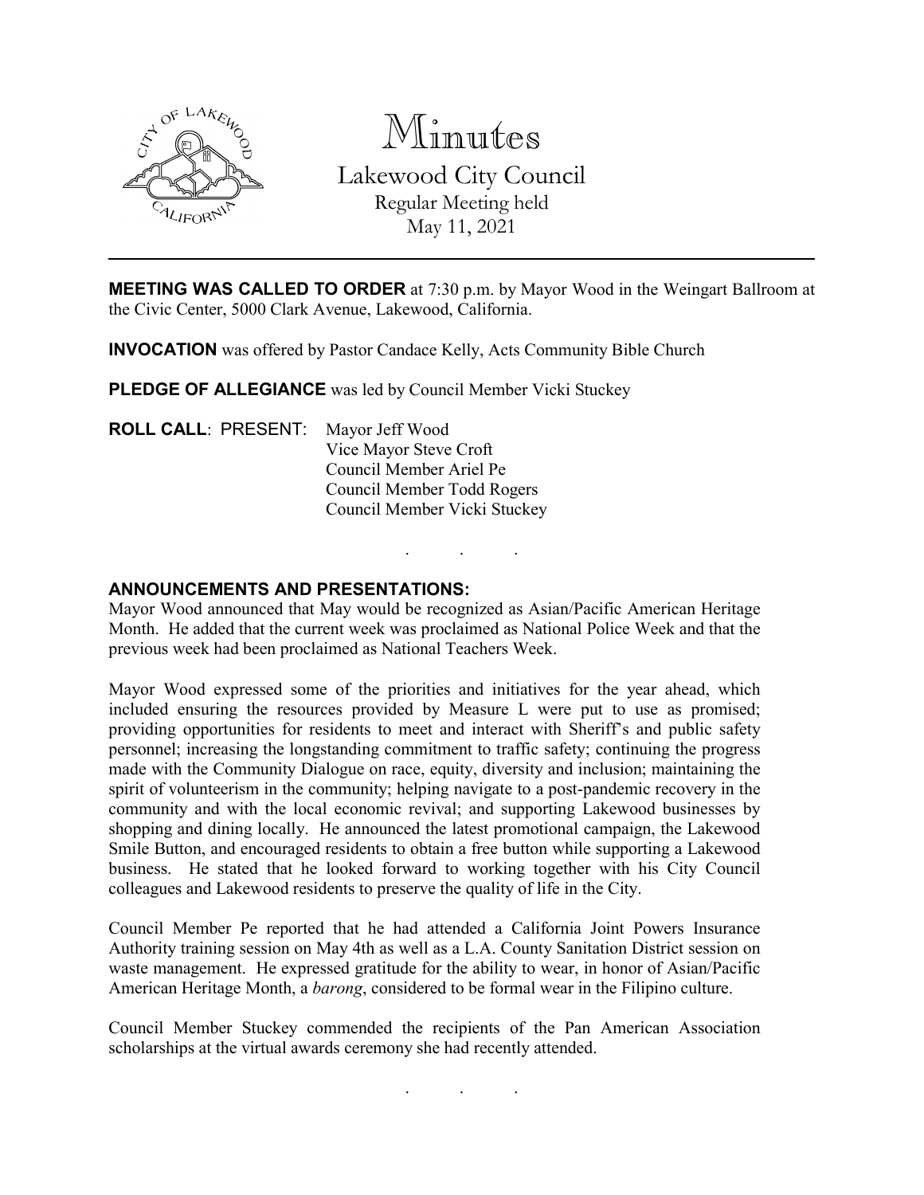# Minutes

Lakewood City Council
Regular Meeting held
May 11, 2021

---

**MEETING WAS CALLED TO ORDER** at 7:30 p.m. by Mayor Wood in the Weingart Ballroom at the Civic Center, 5000 Clark Avenue, Lakewood, California.

**INVOCATION** was offered by Pastor Candace Kelly, Acts Community Bible Church

**PLEDGE OF ALLEGIANCE** was led by Council Member Vicki Stuckey

**ROLL CALL**: PRESENT: Mayor Jeff Wood
Vice Mayor Steve Croft
Council Member Ariel Pe
Council Member Todd Rogers
Council Member Vicki Stuckey

. . .

**ANNOUNCEMENTS AND PRESENTATIONS:**

Mayor Wood announced that May would be recognized as Asian/Pacific American Heritage Month. He added that the current week was proclaimed as National Police Week and that the previous week had been proclaimed as National Teachers Week.

Mayor Wood expressed some of the priorities and initiatives for the year ahead, which included ensuring the resources provided by Measure L were put to use as promised; providing opportunities for residents to meet and interact with Sheriff's and public safety personnel; increasing the longstanding commitment to traffic safety; continuing the progress made with the Community Dialogue on race, equity, diversity and inclusion; maintaining the spirit of volunteerism in the community; helping navigate to a post-pandemic recovery in the community and with the local economic revival; and supporting Lakewood businesses by shopping and dining locally. He announced the latest promotional campaign, the Lakewood Smile Button, and encouraged residents to obtain a free button while supporting a Lakewood business. He stated that he looked forward to working together with his City Council colleagues and Lakewood residents to preserve the quality of life in the City.

Council Member Pe reported that he had attended a California Joint Powers Insurance Authority training session on May 4th as well as a L.A. County Sanitation District session on waste management. He expressed gratitude for the ability to wear, in honor of Asian/Pacific American Heritage Month, a *barong*, considered to be formal wear in the Filipino culture.

Council Member Stuckey commended the recipients of the Pan American Association scholarships at the virtual awards ceremony she had recently attended.

. . .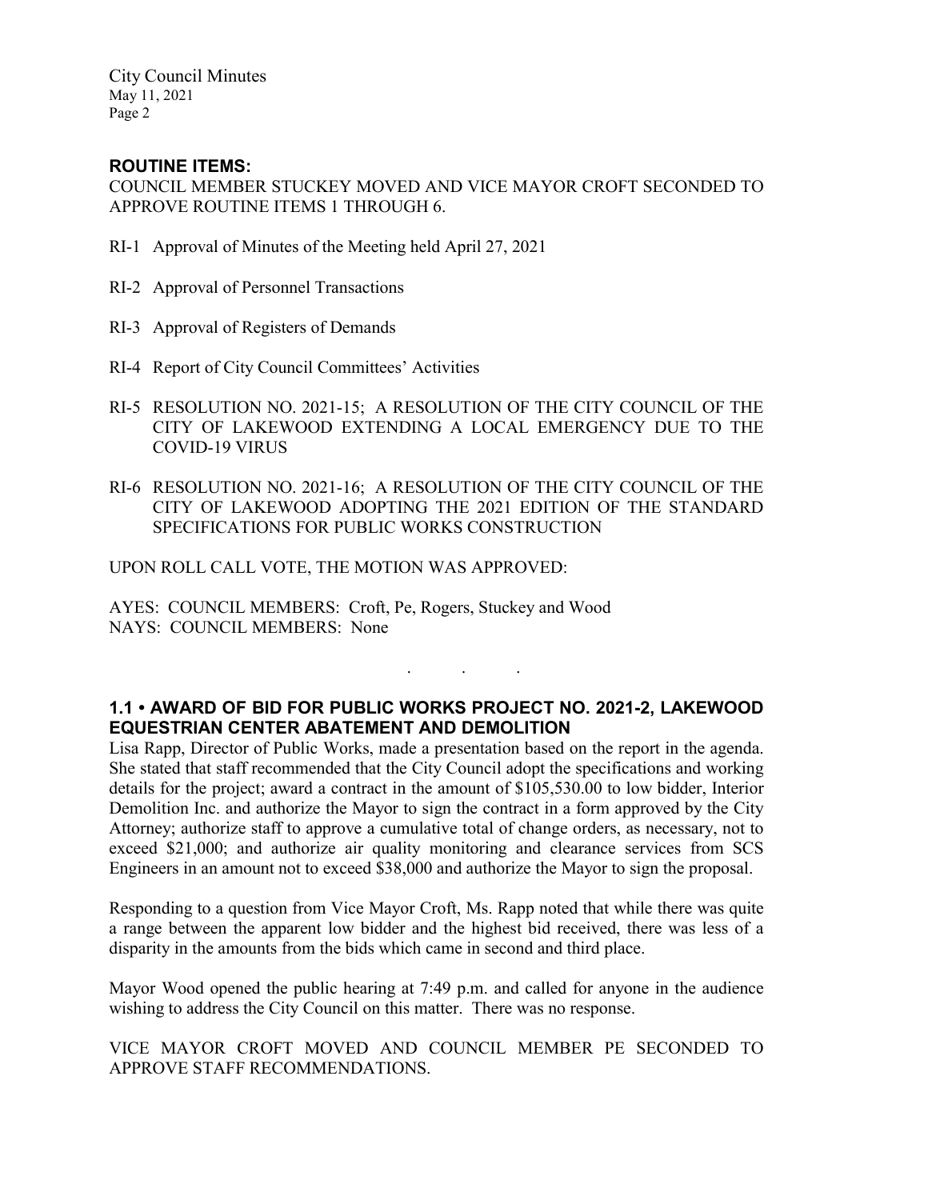## ROUTINE ITEMS:

COUNCIL MEMBER STUCKEY MOVED AND VICE MAYOR CROFT SECONDED TO APPROVE ROUTINE ITEMS 1 THROUGH 6.

RI-1 Approval of Minutes of the Meeting held April 27, 2021

RI-2 Approval of Personnel Transactions

RI-3 Approval of Registers of Demands

RI-4 Report of City Council Committees' Activities

RI-5 RESOLUTION NO. 2021-15; A RESOLUTION OF THE CITY COUNCIL OF THE CITY OF LAKEWOOD EXTENDING A LOCAL EMERGENCY DUE TO THE COVID-19 VIRUS

RI-6 RESOLUTION NO. 2021-16; A RESOLUTION OF THE CITY COUNCIL OF THE CITY OF LAKEWOOD ADOPTING THE 2021 EDITION OF THE STANDARD SPECIFICATIONS FOR PUBLIC WORKS CONSTRUCTION

UPON ROLL CALL VOTE, THE MOTION WAS APPROVED:

AYES: COUNCIL MEMBERS: Croft, Pe, Rogers, Stuckey and Wood
NAYS: COUNCIL MEMBERS: None

. . .

## 1.1 • AWARD OF BID FOR PUBLIC WORKS PROJECT NO. 2021-2, LAKEWOOD EQUESTRIAN CENTER ABATEMENT AND DEMOLITION

Lisa Rapp, Director of Public Works, made a presentation based on the report in the agenda. She stated that staff recommended that the City Council adopt the specifications and working details for the project; award a contract in the amount of $105,530.00 to low bidder, Interior Demolition Inc. and authorize the Mayor to sign the contract in a form approved by the City Attorney; authorize staff to approve a cumulative total of change orders, as necessary, not to exceed $21,000; and authorize air quality monitoring and clearance services from SCS Engineers in an amount not to exceed $38,000 and authorize the Mayor to sign the proposal.

Responding to a question from Vice Mayor Croft, Ms. Rapp noted that while there was quite a range between the apparent low bidder and the highest bid received, there was less of a disparity in the amounts from the bids which came in second and third place.

Mayor Wood opened the public hearing at 7:49 p.m. and called for anyone in the audience wishing to address the City Council on this matter. There was no response.

VICE MAYOR CROFT MOVED AND COUNCIL MEMBER PE SECONDED TO APPROVE STAFF RECOMMENDATIONS.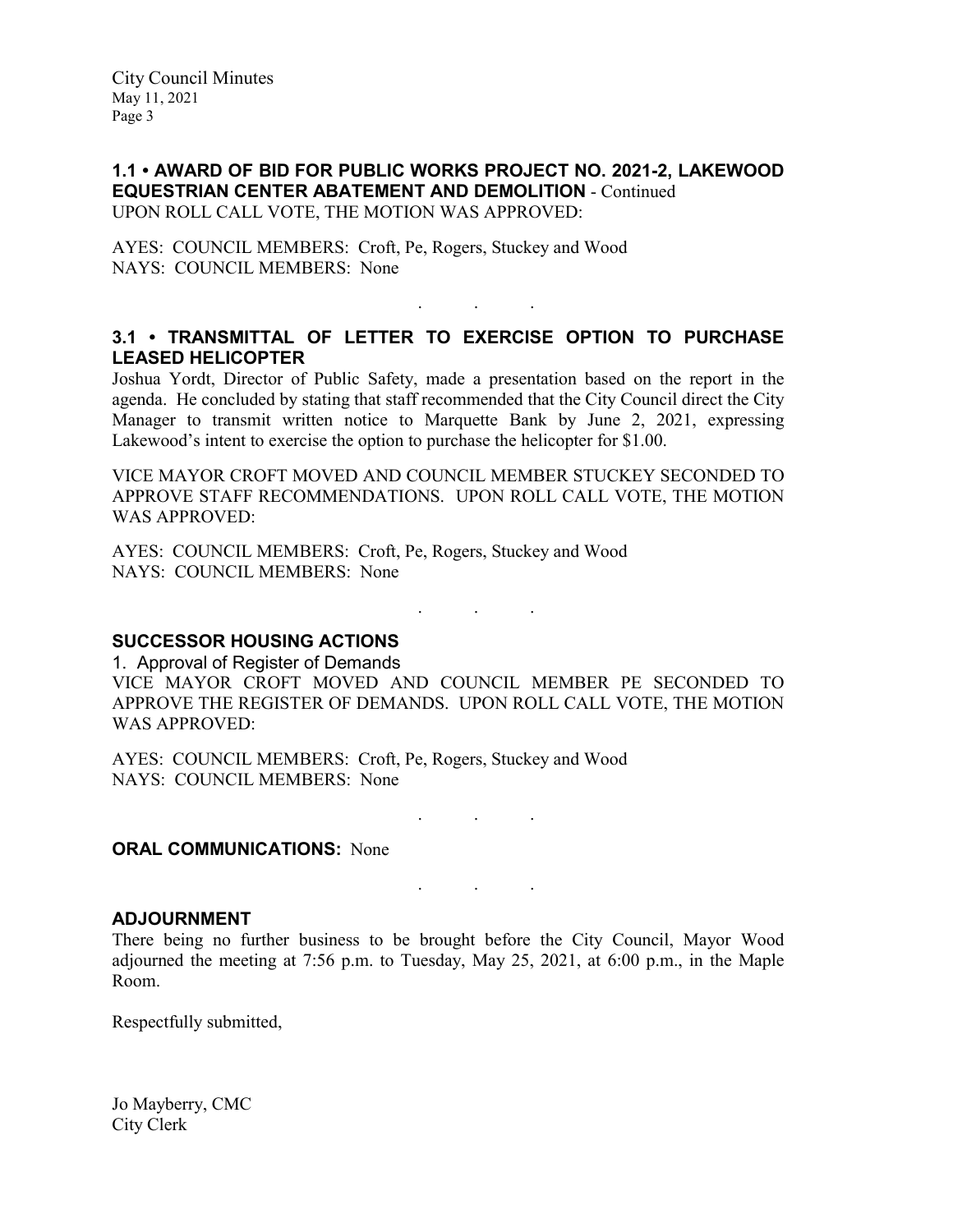## 1.1 • AWARD OF BID FOR PUBLIC WORKS PROJECT NO. 2021-2, LAKEWOOD EQUESTRIAN CENTER ABATEMENT AND DEMOLITION - Continued

UPON ROLL CALL VOTE, THE MOTION WAS APPROVED:

AYES: COUNCIL MEMBERS: Croft, Pe, Rogers, Stuckey and Wood
NAYS: COUNCIL MEMBERS: None

. . .

## 3.1 • TRANSMITTAL OF LETTER TO EXERCISE OPTION TO PURCHASE LEASED HELICOPTER

Joshua Yordt, Director of Public Safety, made a presentation based on the report in the agenda. He concluded by stating that staff recommended that the City Council direct the City Manager to transmit written notice to Marquette Bank by June 2, 2021, expressing Lakewood's intent to exercise the option to purchase the helicopter for $1.00.

VICE MAYOR CROFT MOVED AND COUNCIL MEMBER STUCKEY SECONDED TO APPROVE STAFF RECOMMENDATIONS. UPON ROLL CALL VOTE, THE MOTION WAS APPROVED:

AYES: COUNCIL MEMBERS: Croft, Pe, Rogers, Stuckey and Wood
NAYS: COUNCIL MEMBERS: None

. . .

## SUCCESSOR HOUSING ACTIONS

1. Approval of Register of Demands

VICE MAYOR CROFT MOVED AND COUNCIL MEMBER PE SECONDED TO APPROVE THE REGISTER OF DEMANDS. UPON ROLL CALL VOTE, THE MOTION WAS APPROVED:

AYES: COUNCIL MEMBERS: Croft, Pe, Rogers, Stuckey and Wood
NAYS: COUNCIL MEMBERS: None

. . .

**ORAL COMMUNICATIONS:** None

. . .

## ADJOURNMENT

There being no further business to be brought before the City Council, Mayor Wood adjourned the meeting at 7:56 p.m. to Tuesday, May 25, 2021, at 6:00 p.m., in the Maple Room.

Respectfully submitted,

Jo Mayberry, CMC
City Clerk